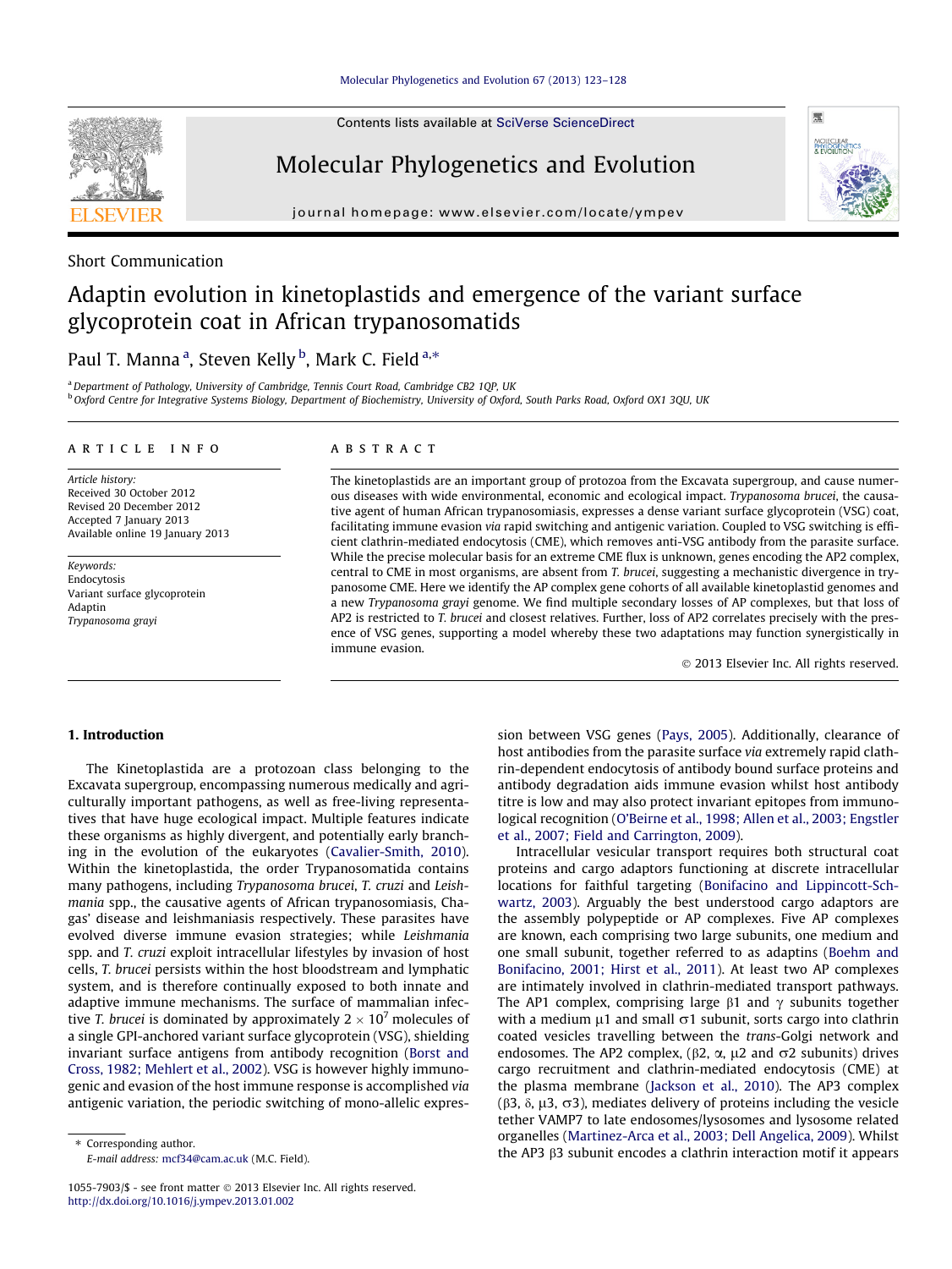Short Communication

# Adaptin evolution in kinetoplastids and emergence of the variant surface glycoprotein coat in African trypanosomatids

Paul T. Manna[a], Steven Kelly[b], Mark C. Field[a,*]

[a] Department of Pathology, University of Cambridge, Tennis Court Road, Cambridge CB2 1QP, UK
[b] Oxford Centre for Integrative Systems Biology, Department of Biochemistry, University of Oxford, South Parks Road, Oxford OX1 3QU, UK

**ARTICLE INFO**

*Article history:*
Received 30 October 2012
Revised 20 December 2012
Accepted 7 January 2013
Available online 19 January 2013

*Keywords:*
Endocytosis
Variant surface glycoprotein
Adaptin
*Trypanosoma grayi*

**ABSTRACT**

The kinetoplastids are an important group of protozoa from the Excavata supergroup, and cause numerous diseases with wide environmental, economic and ecological impact. *Trypanosoma brucei*, the causative agent of human African trypanosomiasis, expresses a dense variant surface glycoprotein (VSG) coat, facilitating immune evasion *via* rapid switching and antigenic variation. Coupled to VSG switching is efficient clathrin-mediated endocytosis (CME), which removes anti-VSG antibody from the parasite surface. While the precise molecular basis for an extreme CME flux is unknown, genes encoding the AP2 complex, central to CME in most organisms, are absent from *T. brucei*, suggesting a mechanistic divergence in trypanosome CME. Here we identify the AP complex gene cohorts of all available kinetoplastid genomes and a new *Trypanosoma grayi* genome. We find multiple secondary losses of AP complexes, but that loss of AP2 is restricted to *T. brucei* and closest relatives. Further, loss of AP2 correlates precisely with the presence of VSG genes, supporting a model whereby these two adaptations may function synergistically in immune evasion.

© 2013 Elsevier Inc. All rights reserved.

## 1. Introduction

The Kinetoplastida are a protozoan class belonging to the Excavata supergroup, encompassing numerous medically and agriculturally important pathogens, as well as free-living representatives that have huge ecological impact. Multiple features indicate these organisms as highly divergent, and potentially early branching in the evolution of the eukaryotes (Cavalier-Smith, 2010). Within the kinetoplastida, the order Trypanosomatida contains many pathogens, including *Trypanosoma brucei*, *T. cruzi* and *Leishmania* spp., the causative agents of African trypanosomiasis, Chagas' disease and leishmaniasis respectively. These parasites have evolved diverse immune evasion strategies; while *Leishmania* spp. and *T. cruzi* exploit intracellular lifestyles by invasion of host cells, *T. brucei* persists within the host bloodstream and lymphatic system, and is therefore continually exposed to both innate and adaptive immune mechanisms. The surface of mammalian infective *T. brucei* is dominated by approximately $2 \times 10^7$ molecules of a single GPI-anchored variant surface glycoprotein (VSG), shielding invariant surface antigens from antibody recognition (Borst and Cross, 1982; Mehlert et al., 2002). VSG is however highly immunogenic and evasion of the host immune response is accomplished *via* antigenic variation, the periodic switching of mono-allelic expression between VSG genes (Pays, 2005). Additionally, clearance of host antibodies from the parasite surface *via* extremely rapid clathrin-dependent endocytosis of antibody bound surface proteins and antibody degradation aids immune evasion whilst host antibody titre is low and may also protect invariant epitopes from immunological recognition (O'Beirne et al., 1998; Allen et al., 2003; Engstler et al., 2007; Field and Carrington, 2009).

Intracellular vesicular transport requires both structural coat proteins and cargo adaptors functioning at discrete intracellular locations for faithful targeting (Bonifacino and Lippincott-Schwartz, 2003). Arguably the best understood cargo adaptors are the assembly polypeptide or AP complexes. Five AP complexes are known, each comprising two large subunits, one medium and one small subunit, together referred to as adaptins (Boehm and Bonifacino, 2001; Hirst et al., 2011). At least two AP complexes are intimately involved in clathrin-mediated transport pathways. The AP1 complex, comprising large β1 and γ subunits together with a medium μ1 and small σ1 subunit, sorts cargo into clathrin coated vesicles travelling between the *trans*-Golgi network and endosomes. The AP2 complex, (β2, α, μ2 and σ2 subunits) drives cargo recruitment and clathrin-mediated endocytosis (CME) at the plasma membrane (Jackson et al., 2010). The AP3 complex (β3, δ, μ3, σ3), mediates delivery of proteins including the vesicle tether VAMP7 to late endosomes/lysosomes and lysosome related organelles (Martinez-Arca et al., 2003; Dell Angelica, 2009). Whilst the AP3 β3 subunit encodes a clathrin interaction motif it appears

---

* Corresponding author.
E-mail address: mcf34@cam.ac.uk (M.C. Field).

1055-7903/$ - see front matter © 2013 Elsevier Inc. All rights reserved.
http://dx.doi.org/10.1016/j.ympev.2013.01.002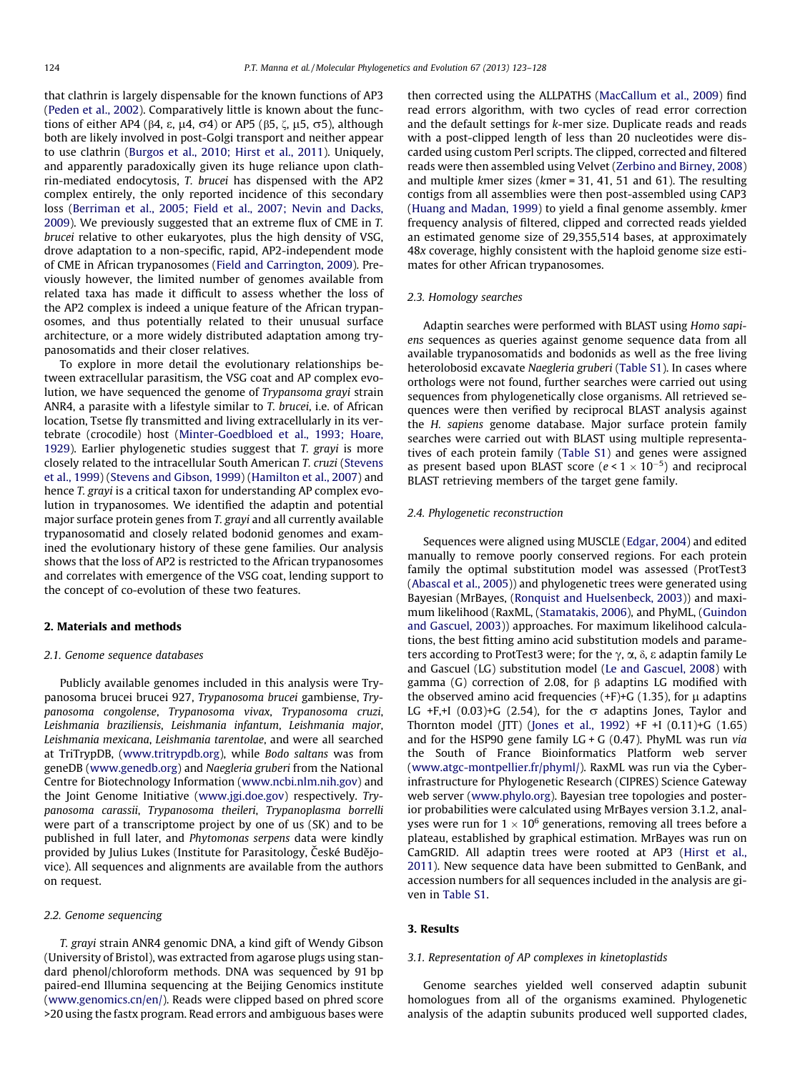that clathrin is largely dispensable for the known functions of AP3 (Peden et al., 2002). Comparatively little is known about the functions of either AP4 (β4, ε, μ4, σ4) or AP5 (β5, ζ, μ5, σ5), although both are likely involved in post-Golgi transport and neither appear to use clathrin (Burgos et al., 2010; Hirst et al., 2011). Uniquely, and apparently paradoxically given its huge reliance upon clathrin-mediated endocytosis, *T. brucei* has dispensed with the AP2 complex entirely, the only reported incidence of this secondary loss (Berriman et al., 2005; Field et al., 2007; Nevin and Dacks, 2009). We previously suggested that an extreme flux of CME in *T. brucei* relative to other eukaryotes, plus the high density of VSG, drove adaptation to a non-specific, rapid, AP2-independent mode of CME in African trypanosomes (Field and Carrington, 2009). Previously however, the limited number of genomes available from related taxa has made it difficult to assess whether the loss of the AP2 complex is indeed a unique feature of the African trypanosomes, and thus potentially related to their unusual surface architecture, or a more widely distributed adaptation among trypanosomatids and their closer relatives.

To explore in more detail the evolutionary relationships between extracellular parasitism, the VSG coat and AP complex evolution, we have sequenced the genome of *Trypansoma grayi* strain ANR4, a parasite with a lifestyle similar to *T. brucei*, i.e. of African location, Tsetse fly transmitted and living extracellularly in its vertebrate (crocodile) host (Minter-Goedbloed et al., 1993; Hoare, 1929). Earlier phylogenetic studies suggest that *T. grayi* is more closely related to the intracellular South American *T. cruzi* (Stevens et al., 1999) (Stevens and Gibson, 1999) (Hamilton et al., 2007) and hence *T. grayi* is a critical taxon for understanding AP complex evolution in trypanosomes. We identified the adaptin and potential major surface protein genes from *T. grayi* and all currently available trypanosomatid and closely related bodonid genomes and examined the evolutionary history of these gene families. Our analysis shows that the loss of AP2 is restricted to the African trypanosomes and correlates with emergence of the VSG coat, lending support to the concept of co-evolution of these two features.

## 2. Materials and methods

### 2.1. Genome sequence databases

Publicly available genomes included in this analysis were Trypanosoma brucei brucei 927, *Trypanosoma brucei* gambiense, *Trypanosoma congolense*, *Trypanosoma vivax*, *Trypanosoma cruzi*, *Leishmania braziliensis*, *Leishmania infantum*, *Leishmania major*, *Leishmania mexicana*, *Leishmania tarentolae*, and were all searched at TriTrypDB, (www.tritrypdb.org), while *Bodo saltans* was from geneDB (www.genedb.org) and *Naegleria gruberi* from the National Centre for Biotechnology Information (www.ncbi.nlm.nih.gov) and the Joint Genome Initiative (www.jgi.doe.gov) respectively. *Trypanosoma carassii*, *Trypanosoma theileri*, *Trypanoplasma borrelli* were part of a transcriptome project by one of us (SK) and to be published in full later, and *Phytomonas serpens* data were kindly provided by Julius Lukes (Institute for Parasitology, České Budějovice). All sequences and alignments are available from the authors on request.

### 2.2. Genome sequencing

*T. grayi* strain ANR4 genomic DNA, a kind gift of Wendy Gibson (University of Bristol), was extracted from agarose plugs using standard phenol/chloroform methods. DNA was sequenced by 91 bp paired-end Illumina sequencing at the Beijing Genomics institute (www.genomics.cn/en/). Reads were clipped based on phred score >20 using the fastx program. Read errors and ambiguous bases were then corrected using the ALLPATHS (MacCallum et al., 2009) find read errors algorithm, with two cycles of read error correction and the default settings for *k*-mer size. Duplicate reads and reads with a post-clipped length of less than 20 nucleotides were discarded using custom Perl scripts. The clipped, corrected and filtered reads were then assembled using Velvet (Zerbino and Birney, 2008) and multiple *k*mer sizes (*k*mer = 31, 41, 51 and 61). The resulting contigs from all assemblies were then post-assembled using CAP3 (Huang and Madan, 1999) to yield a final genome assembly. *k*mer frequency analysis of filtered, clipped and corrected reads yielded an estimated genome size of 29,355,514 bases, at approximately 48*x* coverage, highly consistent with the haploid genome size estimates for other African trypanosomes.

### 2.3. Homology searches

Adaptin searches were performed with BLAST using *Homo sapiens* sequences as queries against genome sequence data from all available trypanosomatids and bodonids as well as the free living heterolobosid excavate *Naegleria gruberi* (Table S1). In cases where orthologs were not found, further searches were carried out using sequences from phylogenetically close organisms. All retrieved sequences were then verified by reciprocal BLAST analysis against the *H. sapiens* genome database. Major surface protein family searches were carried out with BLAST using multiple representatives of each protein family (Table S1) and genes were assigned as present based upon BLAST score ($e < 1 \times 10^{-5}$) and reciprocal BLAST retrieving members of the target gene family.

### 2.4. Phylogenetic reconstruction

Sequences were aligned using MUSCLE (Edgar, 2004) and edited manually to remove poorly conserved regions. For each protein family the optimal substitution model was assessed (ProtTest3 (Abascal et al., 2005)) and phylogenetic trees were generated using Bayesian (MrBayes, (Ronquist and Huelsenbeck, 2003)) and maximum likelihood (RaxML, (Stamatakis, 2006), and PhyML, (Guindon and Gascuel, 2003)) approaches. For maximum likelihood calculations, the best fitting amino acid substitution models and parameters according to ProtTest3 were; for the γ, α, δ, ε adaptin family Le and Gascuel (LG) substitution model (Le and Gascuel, 2008) with gamma (G) correction of 2.08, for β adaptins LG modified with the observed amino acid frequencies (+F)+G (1.35), for μ adaptins LG +F,+I (0.03)+G (2.54), for the σ adaptins Jones, Taylor and Thornton model (JTT) (Jones et al., 1992) +F +I (0.11)+G (1.65) and for the HSP90 gene family LG + G (0.47). PhyML was run *via* the South of France Bioinformatics Platform web server (www.atgc-montpellier.fr/phyml/). RaxML was run via the Cyberinfrastructure for Phylogenetic Research (CIPRES) Science Gateway web server (www.phylo.org). Bayesian tree topologies and posterior probabilities were calculated using MrBayes version 3.1.2, analyses were run for $1 \times 10^6$ generations, removing all trees before a plateau, established by graphical estimation. MrBayes was run on CamGRID. All adaptin trees were rooted at AP3 (Hirst et al., 2011). New sequence data have been submitted to GenBank, and accession numbers for all sequences included in the analysis are given in Table S1.

## 3. Results

### 3.1. Representation of AP complexes in kinetoplastids

Genome searches yielded well conserved adaptin subunit homologues from all of the organisms examined. Phylogenetic analysis of the adaptin subunits produced well supported clades,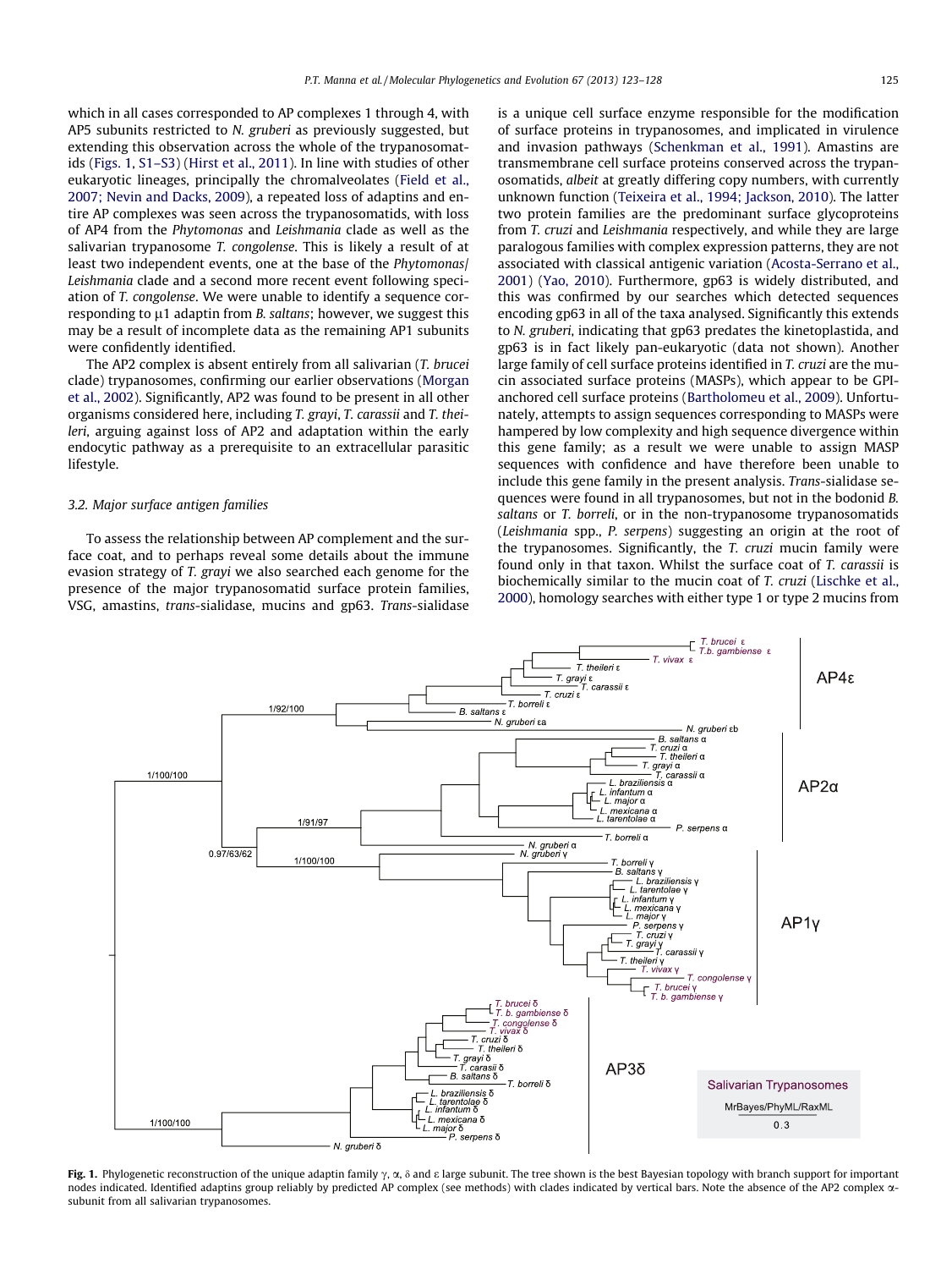which in all cases corresponded to AP complexes 1 through 4, with AP5 subunits restricted to *N. gruberi* as previously suggested, but extending this observation across the whole of the trypanosomatids (Figs. 1, S1–S3) (Hirst et al., 2011). In line with studies of other eukaryotic lineages, principally the chromalveolates (Field et al., 2007; Nevin and Dacks, 2009), a repeated loss of adaptins and entire AP complexes was seen across the trypanosomatids, with loss of AP4 from the *Phytomonas* and *Leishmania* clade as well as the salivarian trypanosome *T. congolense*. This is likely a result of at least two independent events, one at the base of the *Phytomonas*/*Leishmania* clade and a second more recent event following speciation of *T. congolense*. We were unable to identify a sequence corresponding to μ1 adaptin from *B. saltans*; however, we suggest this may be a result of incomplete data as the remaining AP1 subunits were confidently identified.

The AP2 complex is absent entirely from all salivarian (*T. brucei* clade) trypanosomes, confirming our earlier observations (Morgan et al., 2002). Significantly, AP2 was found to be present in all other organisms considered here, including *T. grayi*, *T. carassii* and *T. theileri*, arguing against loss of AP2 and adaptation within the early endocytic pathway as a prerequisite to an extracellular parasitic lifestyle.

### 3.2. Major surface antigen families

To assess the relationship between AP complement and the surface coat, and to perhaps reveal some details about the immune evasion strategy of *T. grayi* we also searched each genome for the presence of the major trypanosomatid surface protein families, VSG, amastins, *trans*-sialidase, mucins and gp63. *Trans*-sialidase is a unique cell surface enzyme responsible for the modification of surface proteins in trypanosomes, and implicated in virulence and invasion pathways (Schenkman et al., 1991). Amastins are transmembrane cell surface proteins conserved across the trypanosomatids, *albeit* at greatly differing copy numbers, with currently unknown function (Teixeira et al., 1994; Jackson, 2010). The latter two protein families are the predominant surface glycoproteins from *T. cruzi* and *Leishmania* respectively, and while they are large paralogous families with complex expression patterns, they are not associated with classical antigenic variation (Acosta-Serrano et al., 2001) (Yao, 2010). Furthermore, gp63 is widely distributed, and this was confirmed by our searches which detected sequences encoding gp63 in all of the taxa analysed. Significantly this extends to *N. gruberi*, indicating that gp63 predates the kinetoplastida, and gp63 is in fact likely pan-eukaryotic (data not shown). Another large family of cell surface proteins identified in *T. cruzi* are the mucin associated surface proteins (MASPs), which appear to be GPI-anchored cell surface proteins (Bartholomeu et al., 2009). Unfortunately, attempts to assign sequences corresponding to MASPs were hampered by low complexity and high sequence divergence within this gene family; as a result we were unable to assign MASP sequences with confidence and have therefore been unable to include this gene family in the present analysis. *Trans*-sialidase sequences were found in all trypanosomes, but not in the bodonid *B. saltans* or *T. borreli*, or in the non-trypanosome trypanosomatids (*Leishmania* spp., *P. serpens*) suggesting an origin at the root of the trypanosomes. Significantly, the *T. cruzi* mucin family were found only in that taxon. Whilst the surface coat of *T. carassii* is biochemically similar to the mucin coat of *T. cruzi* (Lischke et al., 2000), homology searches with either type 1 or type 2 mucins from

**Fig. 1.** Phylogenetic reconstruction of the unique adaptin family γ, α, δ and ε large subunit. The tree shown is the best Bayesian topology with branch support for important nodes indicated. Identified adaptins group reliably by predicted AP complex (see methods) with clades indicated by vertical bars. Note the absence of the AP2 complex α-subunit from all salivarian trypanosomes.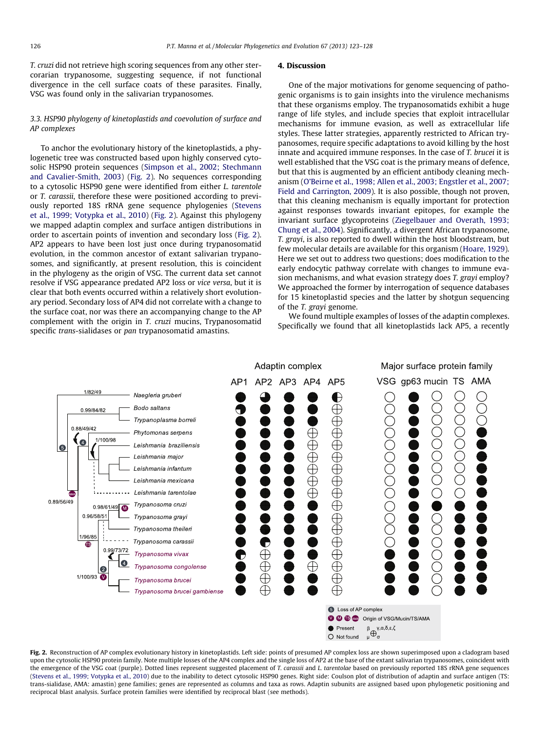*T. cruzi* did not retrieve high scoring sequences from any other stercorarian trypanosome, suggesting sequence, if not functional divergence in the cell surface coats of these parasites. Finally, VSG was found only in the salivarian trypanosomes.

### 3.3. HSP90 phylogeny of kinetoplastids and coevolution of surface and AP complexes

To anchor the evolutionary history of the kinetoplastids, a phylogenetic tree was constructed based upon highly conserved cytosolic HSP90 protein sequences (Simpson et al., 2002; Stechmann and Cavalier-Smith, 2003) (Fig. 2). No sequences corresponding to a cytosolic HSP90 gene were identified from either *L. tarentole* or *T. carassii*, therefore these were positioned according to previously reported 18S rRNA gene sequence phylogenies (Stevens et al., 1999; Votypka et al., 2010) (Fig. 2). Against this phylogeny we mapped adaptin complex and surface antigen distributions in order to ascertain points of invention and secondary loss (Fig. 2). AP2 appears to have been lost just once during trypanosomatid evolution, in the common ancestor of extant salivarian trypanosomes, and significantly, at present resolution, this is coincident in the phylogeny as the origin of VSG. The current data set cannot resolve if VSG appearance predated AP2 loss or *vice versa*, but it is clear that both events occurred within a relatively short evolutionary period. Secondary loss of AP4 did not correlate with a change to the surface coat, nor was there an accompanying change to the AP complement with the origin in *T. cruzi* mucins, Trypanosomatid specific *trans*-sialidases or *pan* trypanosomatid amastins.

## 4. Discussion

One of the major motivations for genome sequencing of pathogenic organisms is to gain insights into the virulence mechanisms that these organisms employ. The trypanosomatids exhibit a huge range of life styles, and include species that exploit intracellular mechanisms for immune evasion, as well as extracellular life styles. These latter strategies, apparently restricted to African trypanosomes, require specific adaptations to avoid killing by the host innate and acquired immune responses. In the case of *T. brucei* it is well established that the VSG coat is the primary means of defence, but that this is augmented by an efficient antibody cleaning mechanism (O'Beirne et al., 1998; Allen et al., 2003; Engstler et al., 2007; Field and Carrington, 2009). It is also possible, though not proven, that this cleaning mechanism is equally important for protection against responses towards invariant epitopes, for example the invariant surface glycoproteins (Ziegelbauer and Overath, 1993; Chung et al., 2004). Significantly, a divergent African trypanosome, *T. grayi*, is also reported to dwell within the host bloodstream, but few molecular details are available for this organism (Hoare, 1929). Here we set out to address two questions; does modification to the early endocytic pathway correlate with changes to immune evasion mechanisms, and what evasion strategy does *T. grayi* employ? We approached the former by interrogation of sequence databases for 15 kinetoplastid species and the latter by shotgun sequencing of the *T. grayi* genome.

We found multiple examples of losses of the adaptin complexes. Specifically we found that all kinetoplastids lack AP5, a recently

Fig. 2. Reconstruction of AP complex evolutionary history in kinetoplastids. Left side: points of presumed AP complex loss are shown superimposed upon a cladogram based upon the cytosolic HSP90 protein family. Note multiple losses of the AP4 complex and the single loss of AP2 at the base of the extant salivarian trypanosomes, coincident with the emergence of the VSG coat (purple). Dotted lines represent suggested placement of *T. carassii* and *L. tarentolae* based on previously reported 18S rRNA gene sequences (Stevens et al., 1999; Votypka et al., 2010) due to the inability to detect cytosolic HSP90 genes. Right side: Coulson plot of distribution of adaptin and surface antigen (TS: trans-sialidase, AMA: amastin) gene families; genes are represented as columns and taxa as rows. Adaptin subunits are assigned based upon phylogenetic positioning and reciprocal blast analysis. Surface protein families were identified by reciprocal blast (see methods).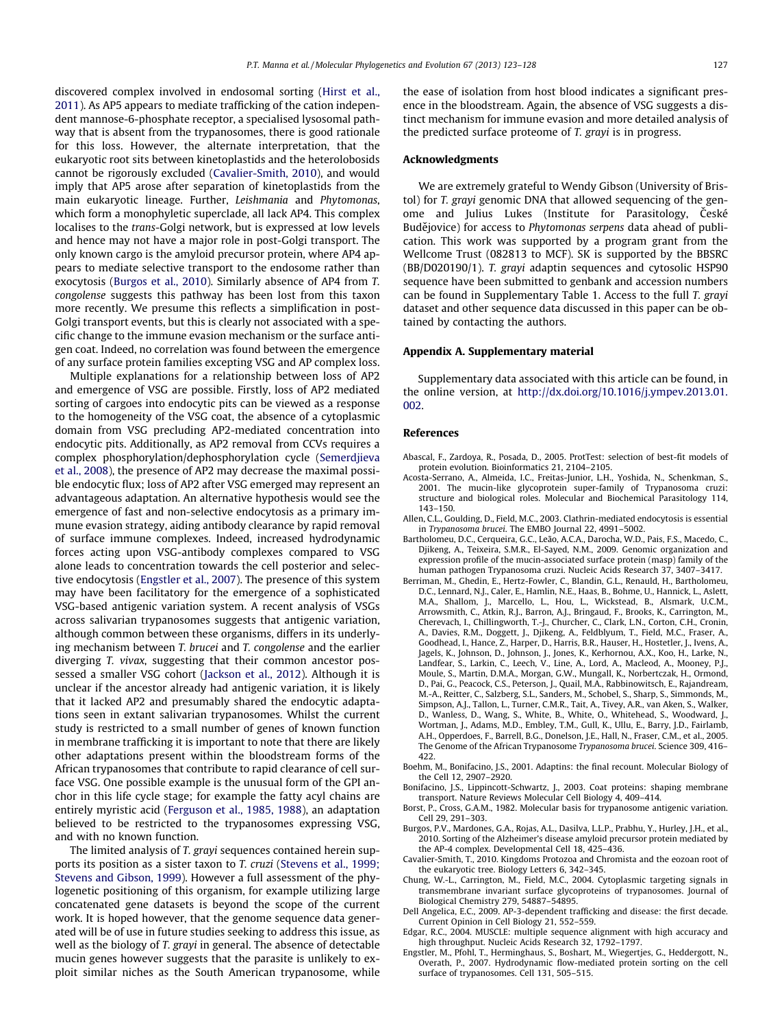discovered complex involved in endosomal sorting (Hirst et al., 2011). As AP5 appears to mediate trafficking of the cation independent mannose-6-phosphate receptor, a specialised lysosomal pathway that is absent from the trypanosomes, there is good rationale for this loss. However, the alternate interpretation, that the eukaryotic root sits between kinetoplastids and the heterolobosids cannot be rigorously excluded (Cavalier-Smith, 2010), and would imply that AP5 arose after separation of kinetoplastids from the main eukaryotic lineage. Further, *Leishmania* and *Phytomonas*, which form a monophyletic superclade, all lack AP4. This complex localises to the *trans*-Golgi network, but is expressed at low levels and hence may not have a major role in post-Golgi transport. The only known cargo is the amyloid precursor protein, where AP4 appears to mediate selective transport to the endosome rather than exocytosis (Burgos et al., 2010). Similarly absence of AP4 from *T. congolense* suggests this pathway has been lost from this taxon more recently. We presume this reflects a simplification in post-Golgi transport events, but this is clearly not associated with a specific change to the immune evasion mechanism or the surface antigen coat. Indeed, no correlation was found between the emergence of any surface protein families excepting VSG and AP complex loss.

Multiple explanations for a relationship between loss of AP2 and emergence of VSG are possible. Firstly, loss of AP2 mediated sorting of cargoes into endocytic pits can be viewed as a response to the homogeneity of the VSG coat, the absence of a cytoplasmic domain from VSG precluding AP2-mediated concentration into endocytic pits. Additionally, as AP2 removal from CCVs requires a complex phosphorylation/dephosphorylation cycle (Semerdjieva et al., 2008), the presence of AP2 may decrease the maximal possible endocytic flux; loss of AP2 after VSG emerged may represent an advantageous adaptation. An alternative hypothesis would see the emergence of fast and non-selective endocytosis as a primary immune evasion strategy, aiding antibody clearance by rapid removal of surface immune complexes. Indeed, increased hydrodynamic forces acting upon VSG-antibody complexes compared to VSG alone leads to concentration towards the cell posterior and selective endocytosis (Engstler et al., 2007). The presence of this system may have been facilitatory for the emergence of a sophisticated VSG-based antigenic variation system. A recent analysis of VSGs across salivarian trypanosomes suggests that antigenic variation, although common between these organisms, differs in its underlying mechanism between *T. brucei* and *T. congolense* and the earlier diverging *T. vivax*, suggesting that their common ancestor possessed a smaller VSG cohort (Jackson et al., 2012). Although it is unclear if the ancestor already had antigenic variation, it is likely that it lacked AP2 and presumably shared the endocytic adaptations seen in extant salivarian trypanosomes. Whilst the current study is restricted to a small number of genes of known function in membrane trafficking it is important to note that there are likely other adaptations present within the bloodstream forms of the African trypanosomes that contribute to rapid clearance of cell surface VSG. One possible example is the unusual form of the GPI anchor in this life cycle stage; for example the fatty acyl chains are entirely myristic acid (Ferguson et al., 1985, 1988), an adaptation believed to be restricted to the trypanosomes expressing VSG, and with no known function.

The limited analysis of *T. grayi* sequences contained herein supports its position as a sister taxon to *T. cruzi* (Stevens et al., 1999; Stevens and Gibson, 1999). However a full assessment of the phylogenetic positioning of this organism, for example utilizing large concatenated gene datasets is beyond the scope of the current work. It is hoped however, that the genome sequence data generated will be of use in future studies seeking to address this issue, as well as the biology of *T. grayi* in general. The absence of detectable mucin genes however suggests that the parasite is unlikely to exploit similar niches as the South American trypanosome, while the ease of isolation from host blood indicates a significant presence in the bloodstream. Again, the absence of VSG suggests a distinct mechanism for immune evasion and more detailed analysis of the predicted surface proteome of *T. grayi* is in progress.

## Acknowledgments

We are extremely grateful to Wendy Gibson (University of Bristol) for *T. grayi* genomic DNA that allowed sequencing of the genome and Julius Lukes (Institute for Parasitology, České Budějovice) for access to *Phytomonas serpens* data ahead of publication. This work was supported by a program grant from the Wellcome Trust (082813 to MCF). SK is supported by the BBSRC (BB/D020190/1). *T. grayi* adaptin sequences and cytosolic HSP90 sequence have been submitted to genbank and accession numbers can be found in Supplementary Table 1. Access to the full *T. grayi* dataset and other sequence data discussed in this paper can be obtained by contacting the authors.

## Appendix A. Supplementary material

Supplementary data associated with this article can be found, in the online version, at http://dx.doi.org/10.1016/j.ympev.2013.01.002.

## References

Abascal, F., Zardoya, R., Posada, D., 2005. ProtTest: selection of best-fit models of protein evolution. Bioinformatics 21, 2104–2105.

Acosta-Serrano, A., Almeida, I.C., Freitas-Junior, L.H., Yoshida, N., Schenkman, S., 2001. The mucin-like glycoprotein super-family of Trypanosoma cruzi: structure and biological roles. Molecular and Biochemical Parasitology 114, 143–150.

Allen, C.L., Goulding, D., Field, M.C., 2003. Clathrin-mediated endocytosis is essential in *Trypanosoma brucei*. The EMBO Journal 22, 4991–5002.

Bartholomeu, D.C., Cerqueira, G.C., Leão, A.C.A., Darocha, W.D., Pais, F.S., Macedo, C., Djikeng, A., Teixeira, S.M.R., El-Sayed, N.M., 2009. Genomic organization and expression profile of the mucin-associated surface protein (masp) family of the human pathogen Trypanosoma cruzi. Nucleic Acids Research 37, 3407–3417.

Berriman, M., Ghedin, E., Hertz-Fowler, C., Blandin, G.L., Renauld, H., Bartholomeu, D.C., Lennard, N.J., Caler, E., Hamlin, N.E., Haas, B., Bohme, U., Hannick, L., Aslett, M.A., Shallom, J., Marcello, L., Hou, L., Wickstead, B., Alsmark, U.C.M., Arrowsmith, C., Atkin, R.J., Barron, A.J., Bringaud, F., Brooks, K., Carrington, M., Cherevach, I., Chillingworth, T.-J., Churcher, C., Clark, L.N., Corton, C.H., Cronin, A., Davies, R.M., Doggett, J., Djikeng, A., Feldblyum, T., Field, M.C., Fraser, A., Goodhead, I., Hance, Z., Harper, D., Harris, B.R., Hauser, H., Hostetler, J., Ivens, A., Jagels, K., Johnson, D., Johnson, J., Jones, K., Kerhornou, A.X., Koo, H., Larke, N., Landfear, S., Larkin, C., Leech, V., Line, A., Lord, A., Macleod, A., Mooney, P.J., Moule, S., Martin, D.M.A., Morgan, G.W., Mungall, K., Norbertczak, H., Ormond, D., Pai, G., Peacock, C.S., Peterson, J., Quail, M.A., Rabbinowitsch, E., Rajandream, M.-A., Reitter, C., Salzberg, S.L., Sanders, M., Schobel, S., Sharp, S., Simmonds, M., Simpson, A.J., Tallon, L., Turner, C.M.R., Tait, A., Tivey, A.R., van Aken, S., Walker, D., Wanless, D., Wang, S., White, B., White, O., Whitehead, S., Woodward, J., Wortman, J., Adams, M.D., Embley, T.M., Gull, K., Ullu, E., Barry, J.D., Fairlamb, A.H., Opperdoes, F., Barrell, B.G., Donelson, J.E., Hall, N., Fraser, C.M., et al., 2005. The Genome of the African Trypanosome *Trypanosoma brucei*. Science 309, 416–422.

Boehm, M., Bonifacino, J.S., 2001. Adaptins: the final recount. Molecular Biology of the Cell 12, 2907–2920.

Bonifacino, J.S., Lippincott-Schwartz, J., 2003. Coat proteins: shaping membrane transport. Nature Reviews Molecular Cell Biology 4, 409–414.

Borst, P., Cross, G.A.M., 1982. Molecular basis for trypanosome antigenic variation. Cell 29, 291–303.

Burgos, P.V., Mardones, G.A., Rojas, A.L., Dasilva, L.L.P., Prabhu, Y., Hurley, J.H., et al., 2010. Sorting of the Alzheimer's disease amyloid precursor protein mediated by the AP-4 complex. Developmental Cell 18, 425–436.

Cavalier-Smith, T., 2010. Kingdoms Protozoa and Chromista and the eozoan root of the eukaryotic tree. Biology Letters 6, 342–345.

Chung, W.-L., Carrington, M., Field, M.C., 2004. Cytoplasmic targeting signals in transmembrane invariant surface glycoproteins of trypanosomes. Journal of Biological Chemistry 279, 54887–54895.

Dell Angelica, E.C., 2009. AP-3-dependent trafficking and disease: the first decade. Current Opinion in Cell Biology 21, 552–559.

Edgar, R.C., 2004. MUSCLE: multiple sequence alignment with high accuracy and high throughput. Nucleic Acids Research 32, 1792–1797.

Engstler, M., Pfohl, T., Herminghaus, S., Boshart, M., Wiegertjes, G., Heddergott, N., Overath, P., 2007. Hydrodynamic flow-mediated protein sorting on the cell surface of trypanosomes. Cell 131, 505–515.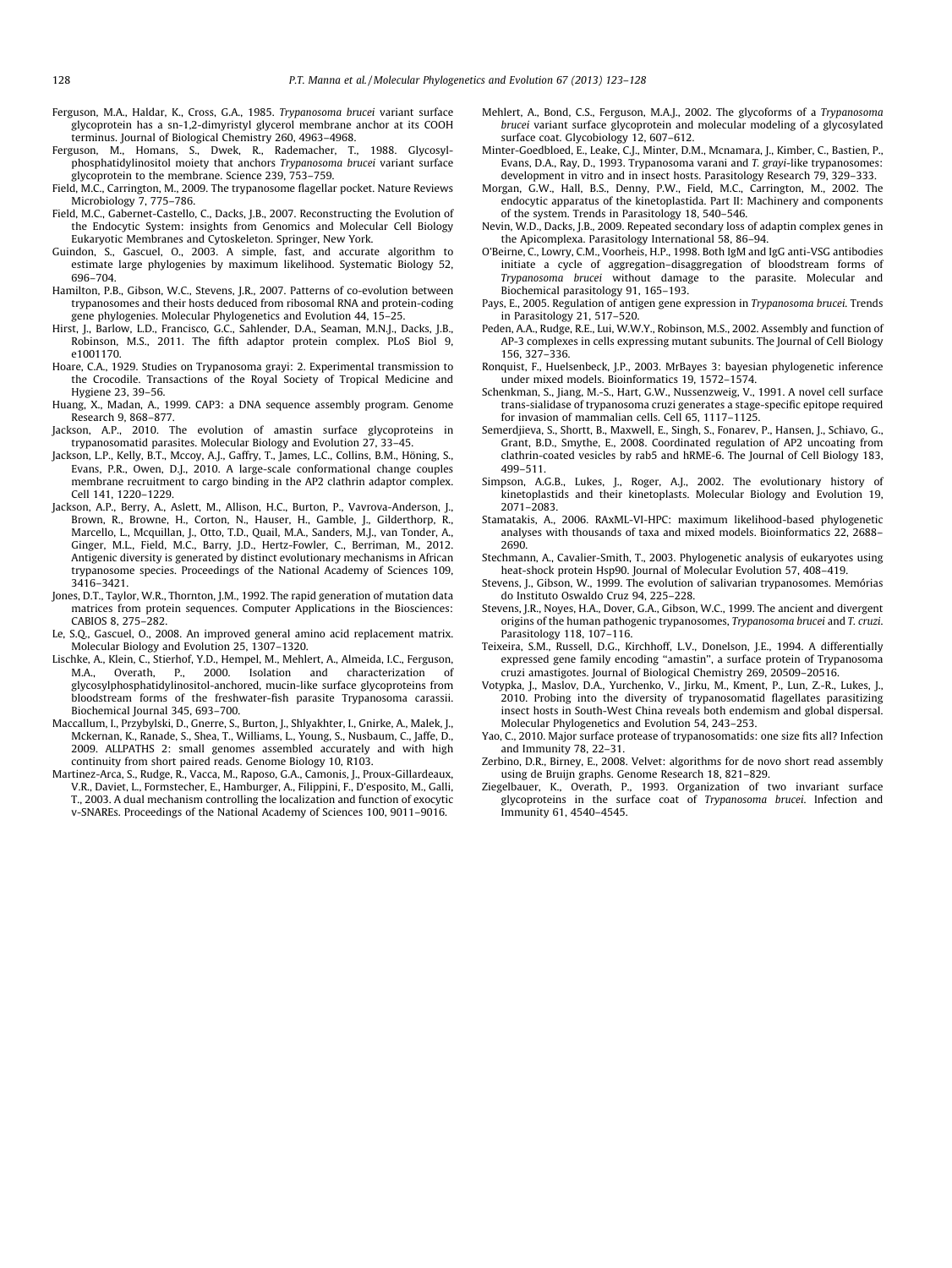Ferguson, M.A., Haldar, K., Cross, G.A., 1985. *Trypanosoma brucei* variant surface glycoprotein has a sn-1,2-dimyristyl glycerol membrane anchor at its COOH terminus. Journal of Biological Chemistry 260, 4963–4968.

Ferguson, M., Homans, S., Dwek, R., Rademacher, T., 1988. Glycosyl-phosphatidylinositol moiety that anchors *Trypanosoma brucei* variant surface glycoprotein to the membrane. Science 239, 753–759.

Field, M.C., Carrington, M., 2009. The trypanosome flagellar pocket. Nature Reviews Microbiology 7, 775–786.

Field, M.C., Gabernet-Castello, C., Dacks, J.B., 2007. Reconstructing the Evolution of the Endocytic System: insights from Genomics and Molecular Cell Biology Eukaryotic Membranes and Cytoskeleton. Springer, New York.

Guindon, S., Gascuel, O., 2003. A simple, fast, and accurate algorithm to estimate large phylogenies by maximum likelihood. Systematic Biology 52, 696–704.

Hamilton, P.B., Gibson, W.C., Stevens, J.R., 2007. Patterns of co-evolution between trypanosomes and their hosts deduced from ribosomal RNA and protein-coding gene phylogenies. Molecular Phylogenetics and Evolution 44, 15–25.

Hirst, J., Barlow, L.D., Francisco, G.C., Sahlender, D.A., Seaman, M.N.J., Dacks, J.B., Robinson, M.S., 2011. The fifth adaptor protein complex. PLoS Biol 9, e1001170.

Hoare, C.A., 1929. Studies on Trypanosoma grayi: 2. Experimental transmission to the Crocodile. Transactions of the Royal Society of Tropical Medicine and Hygiene 23, 39–56.

Huang, X., Madan, A., 1999. CAP3: a DNA sequence assembly program. Genome Research 9, 868–877.

Jackson, A.P., 2010. The evolution of amastin surface glycoproteins in trypanosomatid parasites. Molecular Biology and Evolution 27, 33–45.

Jackson, L.P., Kelly, B.T., Mccoy, A.J., Gaffry, T., James, L.C., Collins, B.M., Höning, S., Evans, P.R., Owen, D.J., 2010. A large-scale conformational change couples membrane recruitment to cargo binding in the AP2 clathrin adaptor complex. Cell 141, 1220–1229.

Jackson, A.P., Berry, A., Aslett, M., Allison, H.C., Burton, P., Vavrova-Anderson, J., Brown, R., Browne, H., Corton, N., Hauser, H., Gamble, J., Gilderthorp, R., Marcello, L., Mcquillan, J., Otto, T.D., Quail, M.A., Sanders, M.J., van Tonder, A., Ginger, M.L., Field, M.C., Barry, J.D., Hertz-Fowler, C., Berriman, M., 2012. Antigenic diversity is generated by distinct evolutionary mechanisms in African trypanosome species. Proceedings of the National Academy of Sciences 109, 3416–3421.

Jones, D.T., Taylor, W.R., Thornton, J.M., 1992. The rapid generation of mutation data matrices from protein sequences. Computer Applications in the Biosciences: CABIOS 8, 275–282.

Le, S.Q., Gascuel, O., 2008. An improved general amino acid replacement matrix. Molecular Biology and Evolution 25, 1307–1320.

Lischke, A., Klein, C., Stierhof, Y.D., Hempel, M., Mehlert, A., Almeida, I.C., Ferguson, M.A., Overath, P., 2000. Isolation and characterization of glycosylphosphatidylinositol-anchored, mucin-like surface glycoproteins from bloodstream forms of the freshwater-fish parasite Trypanosoma carassii. Biochemical Journal 345, 693–700.

Maccallum, I., Przybylski, D., Gnerre, S., Burton, J., Shlyakhter, I., Gnirke, A., Malek, J., Mckernan, K., Ranade, S., Shea, T., Williams, L., Young, S., Nusbaum, C., Jaffe, D., 2009. ALLPATHS 2: small genomes assembled accurately and with high continuity from short paired reads. Genome Biology 10, R103.

Martinez-Arca, S., Rudge, R., Vacca, M., Raposo, G.A., Camonis, J., Proux-Gillardeaux, V.R., Daviet, L., Formstecher, E., Hamburger, A., Filippini, F., D'esposito, M., Galli, T., 2003. A dual mechanism controlling the localization and function of exocytic v-SNAREs. Proceedings of the National Academy of Sciences 100, 9011–9016.

Mehlert, A., Bond, C.S., Ferguson, M.A.J., 2002. The glycoforms of a *Trypanosoma brucei* variant surface glycoprotein and molecular modeling of a glycosylated surface coat. Glycobiology 12, 607–612.

Minter-Goedbloed, E., Leake, C.J., Minter, D.M., Mcnamara, J., Kimber, C., Bastien, P., Evans, D.A., Ray, D., 1993. Trypanosoma varani and *T. grayi*-like trypanosomes: development in vitro and in insect hosts. Parasitology Research 79, 329–333.

Morgan, G.W., Hall, B.S., Denny, P.W., Field, M.C., Carrington, M., 2002. The endocytic apparatus of the kinetoplastida. Part II: Machinery and components of the system. Trends in Parasitology 18, 540–546.

Nevin, W.D., Dacks, J.B., 2009. Repeated secondary loss of adaptin complex genes in the Apicomplexa. Parasitology International 58, 86–94.

O'Beirne, C., Lowry, C.M., Voorheis, H.P., 1998. Both IgM and IgG anti-VSG antibodies initiate a cycle of aggregation–disaggregation of bloodstream forms of *Trypanosoma brucei* without damage to the parasite. Molecular and Biochemical parasitology 91, 165–193.

Pays, E., 2005. Regulation of antigen gene expression in *Trypanosoma brucei*. Trends in Parasitology 21, 517–520.

Peden, A.A., Rudge, R.E., Lui, W.W.Y., Robinson, M.S., 2002. Assembly and function of AP-3 complexes in cells expressing mutant subunits. The Journal of Cell Biology 156, 327–336.

Ronquist, F., Huelsenbeck, J.P., 2003. MrBayes 3: bayesian phylogenetic inference under mixed models. Bioinformatics 19, 1572–1574.

Schenkman, S., Jiang, M.-S., Hart, G.W., Nussenzweig, V., 1991. A novel cell surface trans-sialidase of trypanosoma cruzi generates a stage-specific epitope required for invasion of mammalian cells. Cell 65, 1117–1125.

Semerdjieva, S., Shortt, B., Maxwell, E., Singh, S., Fonarev, P., Hansen, J., Schiavo, G., Grant, B.D., Smythe, E., 2008. Coordinated regulation of AP2 uncoating from clathrin-coated vesicles by rab5 and hRME-6. The Journal of Cell Biology 183, 499–511.

Simpson, A.G.B., Lukes, J., Roger, A.J., 2002. The evolutionary history of kinetoplastids and their kinetoplasts. Molecular Biology and Evolution 19, 2071–2083.

Stamatakis, A., 2006. RAxML-VI-HPC: maximum likelihood-based phylogenetic analyses with thousands of taxa and mixed models. Bioinformatics 22, 2688–2690.

Stechmann, A., Cavalier-Smith, T., 2003. Phylogenetic analysis of eukaryotes using heat-shock protein Hsp90. Journal of Molecular Evolution 57, 408–419.

Stevens, J., Gibson, W., 1999. The evolution of salivarian trypanosomes. Memórias do Instituto Oswaldo Cruz 94, 225–228.

Stevens, J.R., Noyes, H.A., Dover, G.A., Gibson, W.C., 1999. The ancient and divergent origins of the human pathogenic trypanosomes, *Trypanosoma brucei* and *T. cruzi*. Parasitology 118, 107–116.

Teixeira, S.M., Russell, D.G., Kirchhoff, L.V., Donelson, J.E., 1994. A differentially expressed gene family encoding "amastin", a surface protein of Trypanosoma cruzi amastigotes. Journal of Biological Chemistry 269, 20509–20516.

Votypka, J., Maslov, D.A., Yurchenko, V., Jirku, M., Kment, P., Lun, Z.-R., Lukes, J., 2010. Probing into the diversity of trypanosomatid flagellates parasitizing insect hosts in South-West China reveals both endemism and global dispersal. Molecular Phylogenetics and Evolution 54, 243–253.

Yao, C., 2010. Major surface protease of trypanosomatids: one size fits all? Infection and Immunity 78, 22–31.

Zerbino, D.R., Birney, E., 2008. Velvet: algorithms for de novo short read assembly using de Bruijn graphs. Genome Research 18, 821–829.

Ziegelbauer, K., Overath, P., 1993. Organization of two invariant surface glycoproteins in the surface coat of *Trypanosoma brucei*. Infection and Immunity 61, 4540–4545.